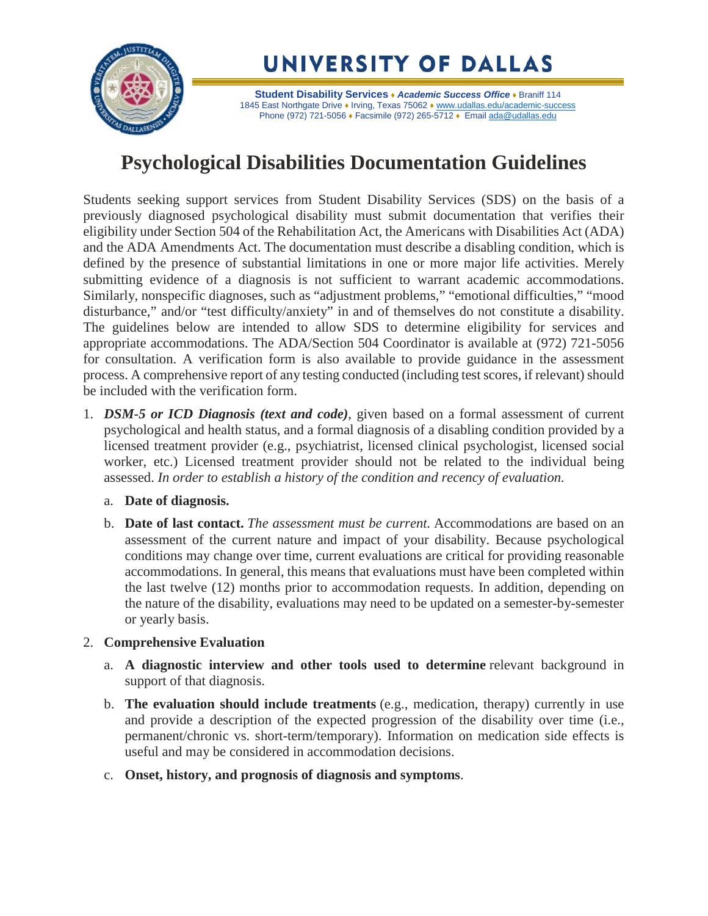# UNIVERSITY OF DALLAS

**Student Disability Services** ♦ ***Academic Success Office*** ♦ Braniff 114
1845 East Northgate Drive ♦ Irving, Texas 75062 ♦ www.udallas.edu/academic-success
Phone (972) 721-5056 ♦ Facsimile (972) 265-5712 ♦ Email ada@udallas.edu

# Psychological Disabilities Documentation Guidelines

Students seeking support services from Student Disability Services (SDS) on the basis of a previously diagnosed psychological disability must submit documentation that verifies their eligibility under Section 504 of the Rehabilitation Act, the Americans with Disabilities Act (ADA) and the ADA Amendments Act. The documentation must describe a disabling condition, which is defined by the presence of substantial limitations in one or more major life activities. Merely submitting evidence of a diagnosis is not sufficient to warrant academic accommodations. Similarly, nonspecific diagnoses, such as "adjustment problems," "emotional difficulties," "mood disturbance," and/or "test difficulty/anxiety" in and of themselves do not constitute a disability. The guidelines below are intended to allow SDS to determine eligibility for services and appropriate accommodations. The ADA/Section 504 Coordinator is available at (972) 721-5056 for consultation. A verification form is also available to provide guidance in the assessment process. A comprehensive report of any testing conducted (including test scores, if relevant) should be included with the verification form.

1. ***DSM-5 or ICD Diagnosis (text and code)***, given based on a formal assessment of current psychological and health status, and a formal diagnosis of a disabling condition provided by a licensed treatment provider (e.g., psychiatrist, licensed clinical psychologist, licensed social worker, etc.) Licensed treatment provider should not be related to the individual being assessed. *In order to establish a history of the condition and recency of evaluation.*
    a. **Date of diagnosis.**
    b. **Date of last contact.** *The assessment must be current.* Accommodations are based on an assessment of the current nature and impact of your disability. Because psychological conditions may change over time, current evaluations are critical for providing reasonable accommodations. In general, this means that evaluations must have been completed within the last twelve (12) months prior to accommodation requests. In addition, depending on the nature of the disability, evaluations may need to be updated on a semester-by-semester or yearly basis.

2. **Comprehensive Evaluation**
    a. **A diagnostic interview and other tools used to determine** relevant background in support of that diagnosis.
    b. **The evaluation should include treatments** (e.g., medication, therapy) currently in use and provide a description of the expected progression of the disability over time (i.e., permanent/chronic vs. short-term/temporary). Information on medication side effects is useful and may be considered in accommodation decisions.
    c. **Onset, history, and prognosis of diagnosis and symptoms**.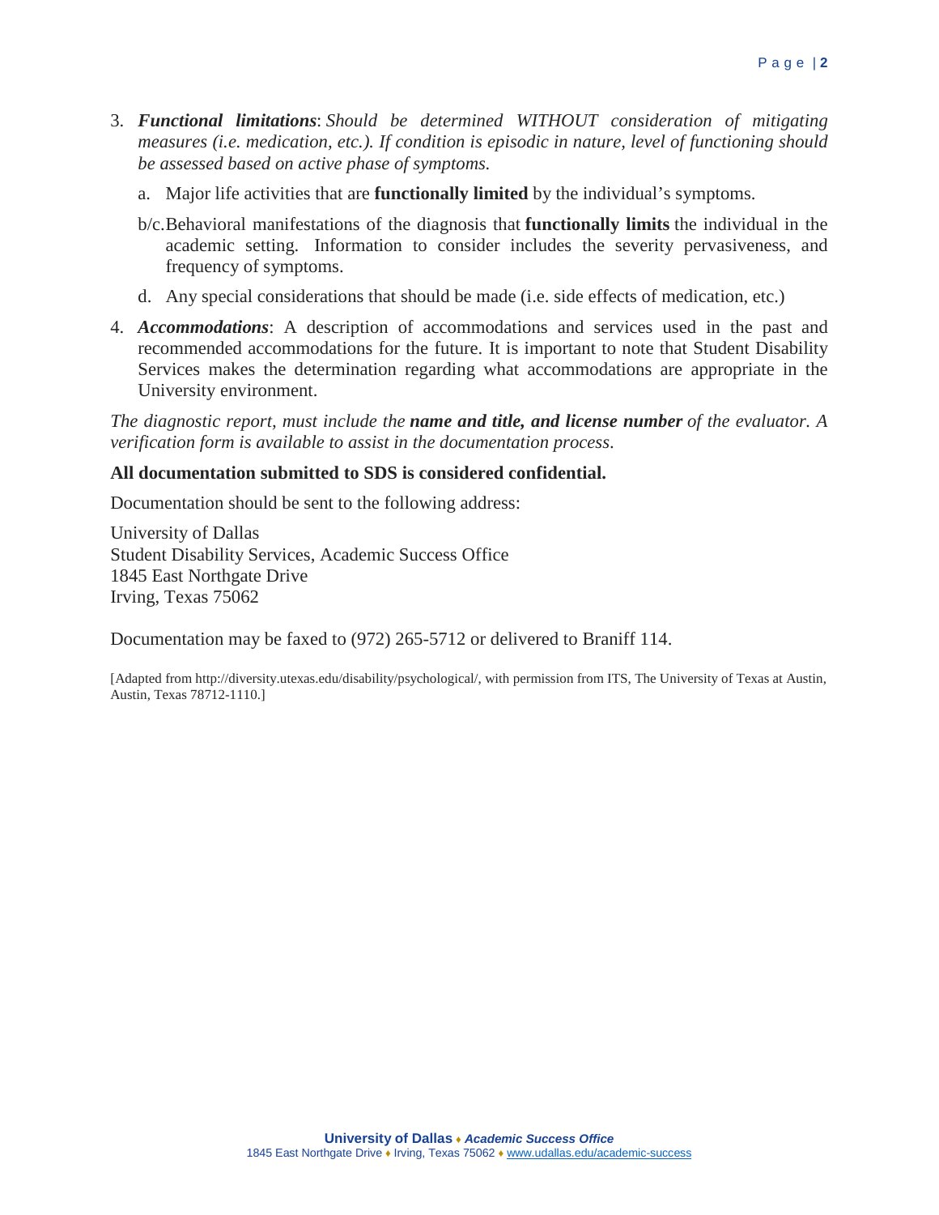3. ***Functional limitations***: *Should be determined WITHOUT consideration of mitigating measures (i.e. medication, etc.). If condition is episodic in nature, level of functioning should be assessed based on active phase of symptoms.*

   a. Major life activities that are **functionally limited** by the individual's symptoms.

   b/c. Behavioral manifestations of the diagnosis that **functionally limits** the individual in the academic setting. Information to consider includes the severity pervasiveness, and frequency of symptoms.

   d. Any special considerations that should be made (i.e. side effects of medication, etc.)

4. ***Accommodations***: A description of accommodations and services used in the past and recommended accommodations for the future. It is important to note that Student Disability Services makes the determination regarding what accommodations are appropriate in the University environment.

*The diagnostic report, must include the* ***name and title, and license number*** *of the evaluator. A verification form is available to assist in the documentation process.*

**All documentation submitted to SDS is considered confidential.**

Documentation should be sent to the following address:

University of Dallas
Student Disability Services, Academic Success Office
1845 East Northgate Drive
Irving, Texas 75062

Documentation may be faxed to (972) 265-5712 or delivered to Braniff 114.

[Adapted from http://diversity.utexas.edu/disability/psychological/, with permission from ITS, The University of Texas at Austin, Austin, Texas 78712-1110.]